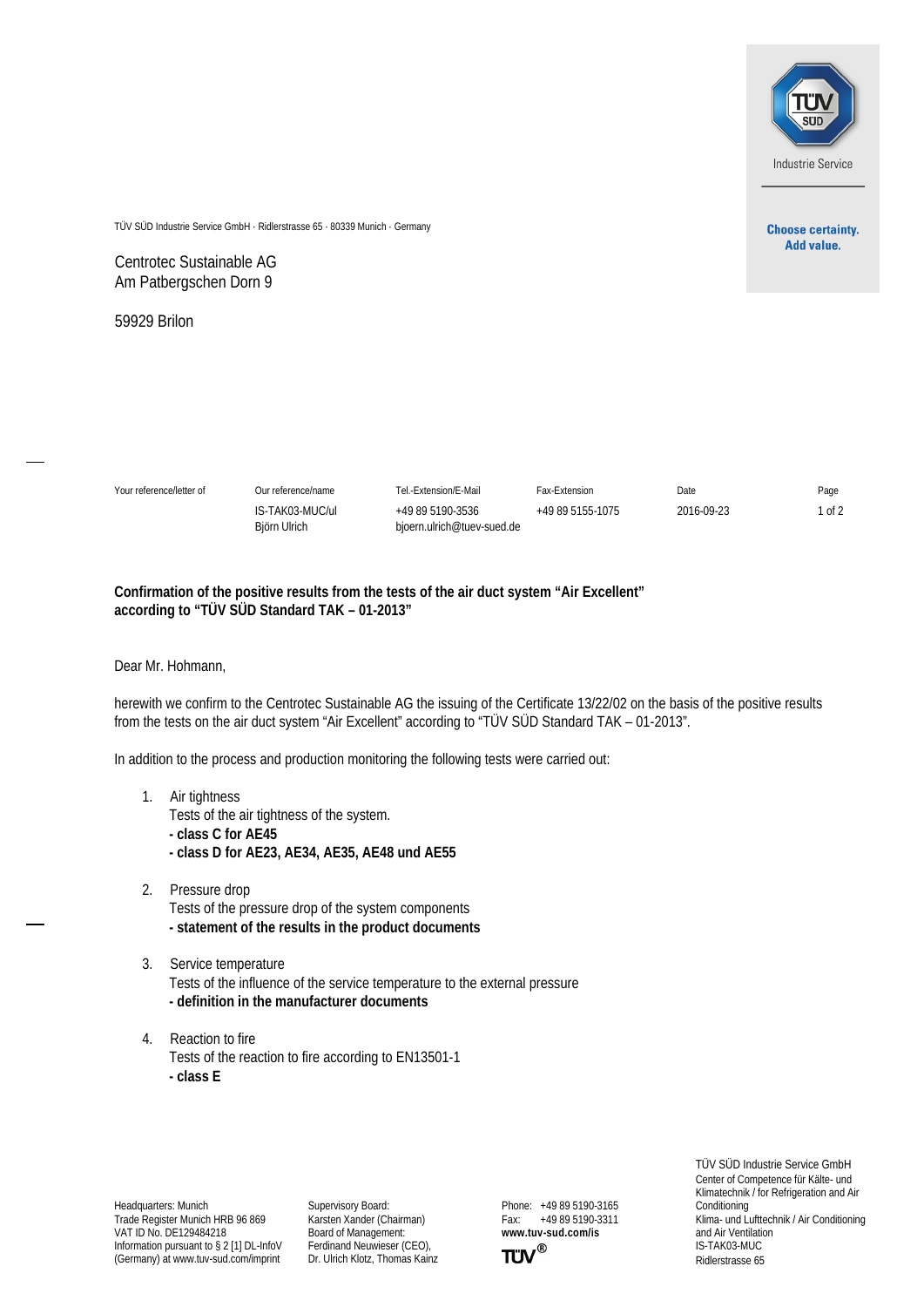TÜV SÜD Industrie Service

Choose certainty.
Add value.

TÜV SÜD Industrie Service GmbH · Ridlerstrasse 65 · 80339 Munich · Germany

Centrotec Sustainable AG
Am Patbergschen Dorn 9

59929 Brilon

| Your reference/letter of | Our reference/name | Tel.-Extension/E-Mail | Fax-Extension | Date | Page |
|---|---|---|---|---|---|
| | IS-TAK03-MUC/ul<br>Björn Ulrich | +49 89 5190-3536<br>bjoern.ulrich@tuev-sued.de | +49 89 5155-1075 | 2016-09-23 | 1 of 2 |

**Confirmation of the positive results from the tests of the air duct system "Air Excellent" according to "TÜV SÜD Standard TAK – 01-2013"**

Dear Mr. Hohmann,

herewith we confirm to the Centrotec Sustainable AG the issuing of the Certificate 13/22/02 on the basis of the positive results from the tests on the air duct system "Air Excellent" according to "TÜV SÜD Standard TAK – 01-2013".

In addition to the process and production monitoring the following tests were carried out:

1. Air tightness
   Tests of the air tightness of the system.
   **- class C for AE45**
   **- class D for AE23, AE34, AE35, AE48 und AE55**

2. Pressure drop
   Tests of the pressure drop of the system components
   **- statement of the results in the product documents**

3. Service temperature
   Tests of the influence of the service temperature to the external pressure
   **- definition in the manufacturer documents**

4. Reaction to fire
   Tests of the reaction to fire according to EN13501-1
   **- class E**

Headquarters: Munich
Trade Register Munich HRB 96 869
VAT ID No. DE129484218
Information pursuant to § 2 [1] DL-InfoV (Germany) at www.tuv-sud.com/imprint

Supervisory Board:
Karsten Xander (Chairman)
Board of Management:
Ferdinand Neuwieser (CEO),
Dr. Ulrich Klotz, Thomas Kainz

Phone: +49 89 5190-3165
Fax: +49 89 5190-3311
**www.tuv-sud.com/is**

TÜV®

TÜV SÜD Industrie Service GmbH
Center of Competence für Kälte- und Klimatechnik / for Refrigeration and Air Conditioning
Klima- und Lufttechnik / Air Conditioning and Air Ventilation
IS-TAK03-MUC
Ridlerstrasse 65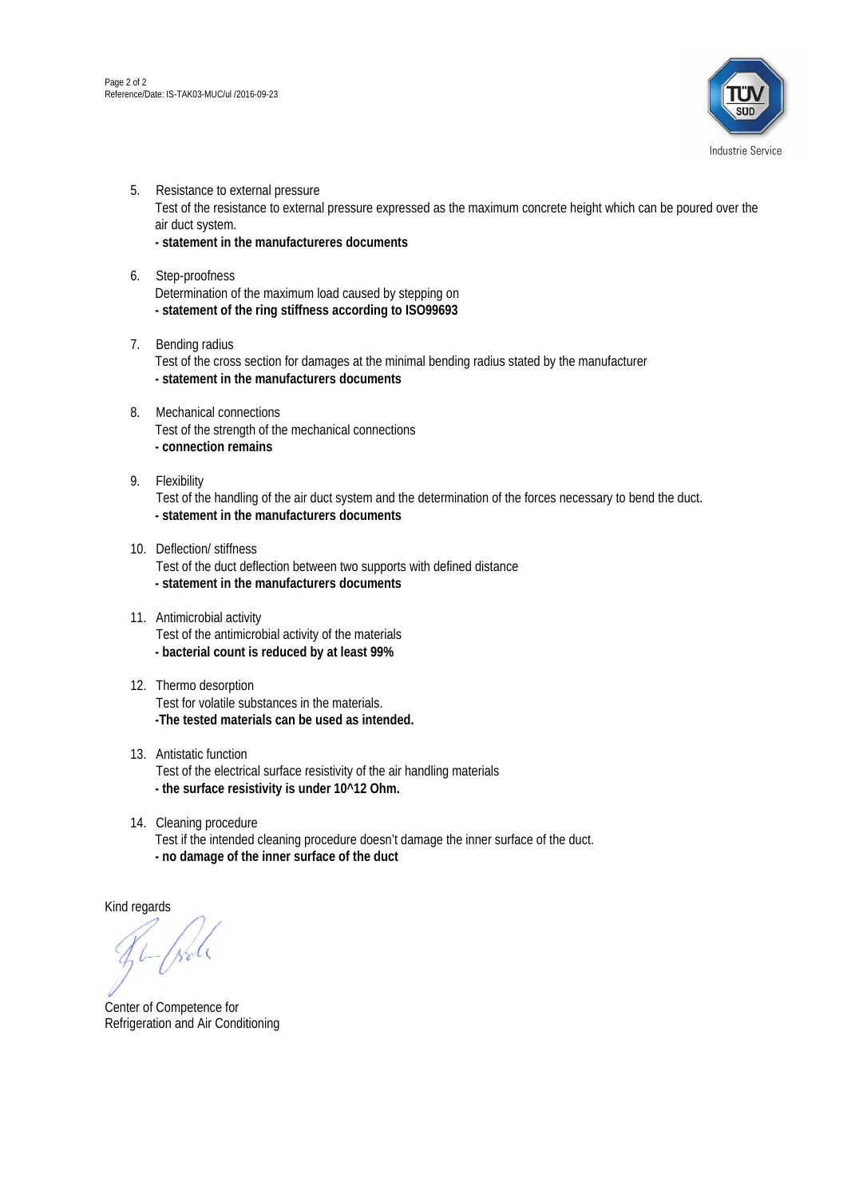5. Resistance to external pressure
   Test of the resistance to external pressure expressed as the maximum concrete height which can be poured over the air duct system.
   **- statement in the manufactureres documents**

6. Step-proofness
   Determination of the maximum load caused by stepping on
   **- statement of the ring stiffness according to ISO99693**

7. Bending radius
   Test of the cross section for damages at the minimal bending radius stated by the manufacturer
   **- statement in the manufacturers documents**

8. Mechanical connections
   Test of the strength of the mechanical connections
   **- connection remains**

9. Flexibility
   Test of the handling of the air duct system and the determination of the forces necessary to bend the duct.
   **- statement in the manufacturers documents**

10. Deflection/ stiffness
    Test of the duct deflection between two supports with defined distance
    **- statement in the manufacturers documents**

11. Antimicrobial activity
    Test of the antimicrobial activity of the materials
    **- bacterial count is reduced by at least 99%**

12. Thermo desorption
    Test for volatile substances in the materials.
    **-The tested materials can be used as intended.**

13. Antistatic function
    Test of the electrical surface resistivity of the air handling materials
    **- the surface resistivity is under 10^12 Ohm.**

14. Cleaning procedure
    Test if the intended cleaning procedure doesn't damage the inner surface of the duct.
    **- no damage of the inner surface of the duct**

Kind regards

Center of Competence for
Refrigeration and Air Conditioning